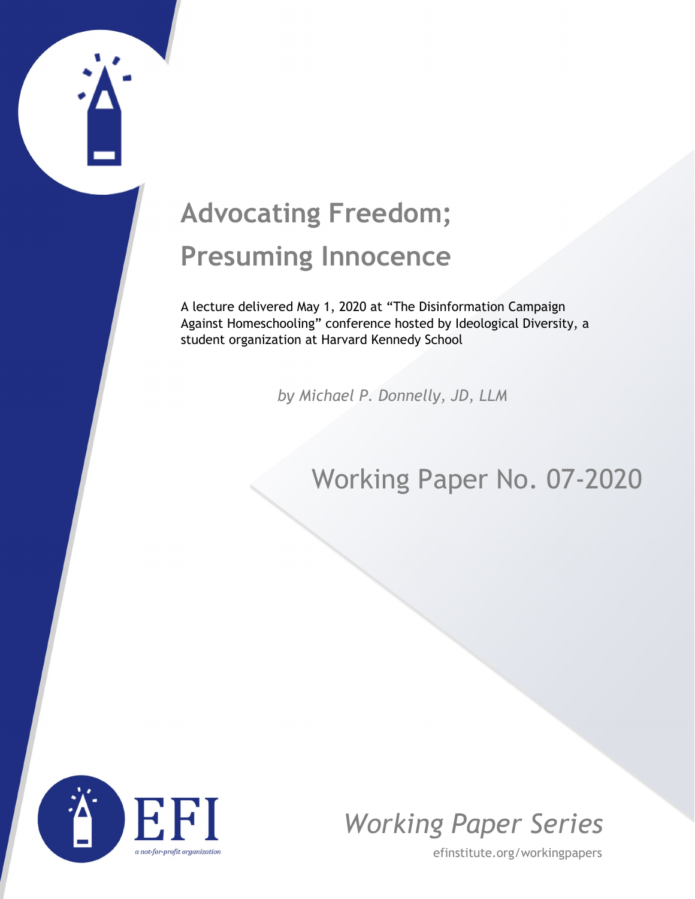# Advocating Freedom; Presuming Innocence

A lecture delivered May 1, 2020 at "The Disinformation Campaign Against Homeschooling" conference hosted by Ideological Diversity, a student organization at Harvard Kennedy School

*by Michael P. Donnelly, JD, LLM*

Working Paper No. 07-2020

EFI

*a not-for-profit organization*

*Working Paper Series*

efinstitute.org/workingpapers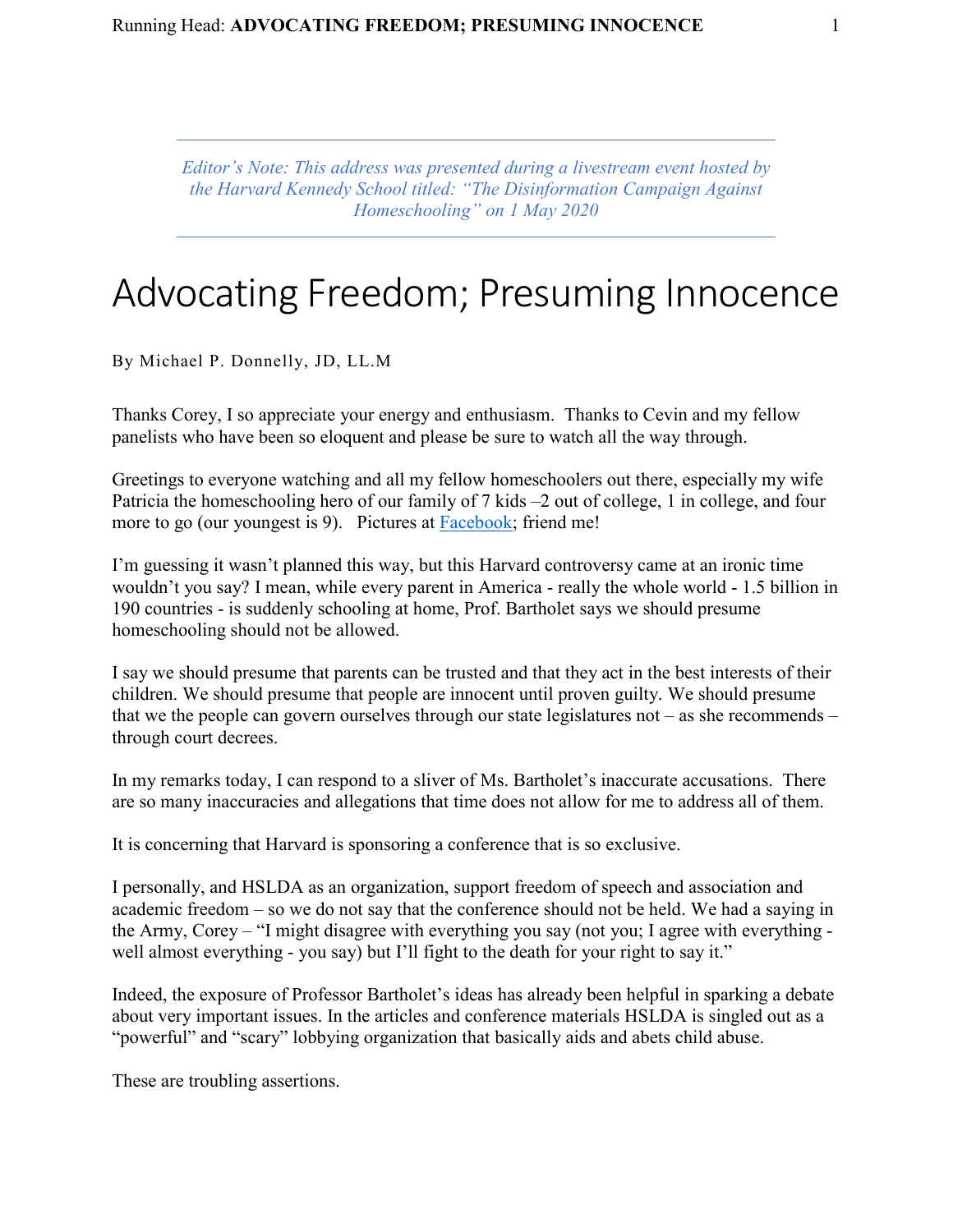*Editor's Note: This address was presented during a livestream event hosted by the Harvard Kennedy School titled: "The Disinformation Campaign Against Homeschooling" on 1 May 2020*

# Advocating Freedom; Presuming Innocence

By Michael P. Donnelly, JD, LL.M

Thanks Corey, I so appreciate your energy and enthusiasm. Thanks to Cevin and my fellow panelists who have been so eloquent and please be sure to watch all the way through.

Greetings to everyone watching and all my fellow homeschoolers out there, especially my wife Patricia the homeschooling hero of our family of 7 kids –2 out of college, 1 in college, and four more to go (our youngest is 9). Pictures at [Facebook](); friend me!

I'm guessing it wasn't planned this way, but this Harvard controversy came at an ironic time wouldn't you say? I mean, while every parent in America - really the whole world - 1.5 billion in 190 countries - is suddenly schooling at home, Prof. Bartholet says we should presume homeschooling should not be allowed.

I say we should presume that parents can be trusted and that they act in the best interests of their children. We should presume that people are innocent until proven guilty. We should presume that we the people can govern ourselves through our state legislatures not – as she recommends – through court decrees.

In my remarks today, I can respond to a sliver of Ms. Bartholet's inaccurate accusations. There are so many inaccuracies and allegations that time does not allow for me to address all of them.

It is concerning that Harvard is sponsoring a conference that is so exclusive.

I personally, and HSLDA as an organization, support freedom of speech and association and academic freedom – so we do not say that the conference should not be held. We had a saying in the Army, Corey – "I might disagree with everything you say (not you; I agree with everything - well almost everything - you say) but I'll fight to the death for your right to say it."

Indeed, the exposure of Professor Bartholet's ideas has already been helpful in sparking a debate about very important issues. In the articles and conference materials HSLDA is singled out as a "powerful" and "scary" lobbying organization that basically aids and abets child abuse.

These are troubling assertions.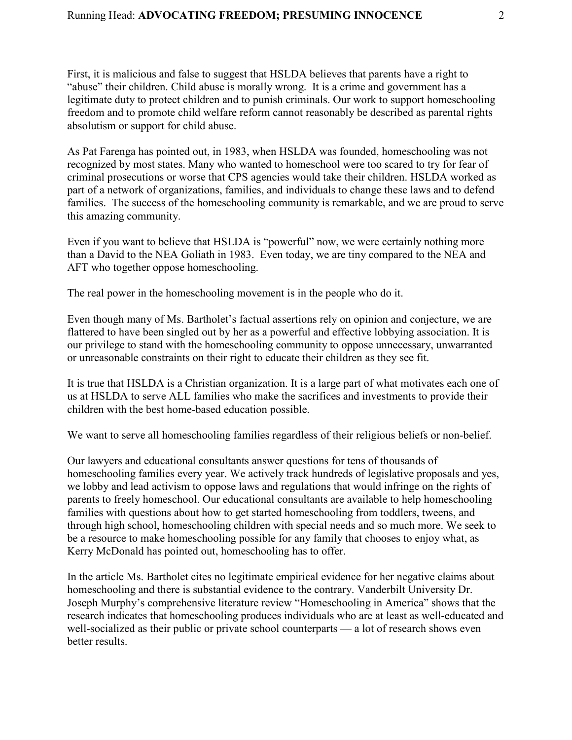First, it is malicious and false to suggest that HSLDA believes that parents have a right to "abuse" their children. Child abuse is morally wrong. It is a crime and government has a legitimate duty to protect children and to punish criminals. Our work to support homeschooling freedom and to promote child welfare reform cannot reasonably be described as parental rights absolutism or support for child abuse.

As Pat Farenga has pointed out, in 1983, when HSLDA was founded, homeschooling was not recognized by most states. Many who wanted to homeschool were too scared to try for fear of criminal prosecutions or worse that CPS agencies would take their children. HSLDA worked as part of a network of organizations, families, and individuals to change these laws and to defend families. The success of the homeschooling community is remarkable, and we are proud to serve this amazing community.

Even if you want to believe that HSLDA is "powerful" now, we were certainly nothing more than a David to the NEA Goliath in 1983. Even today, we are tiny compared to the NEA and AFT who together oppose homeschooling.

The real power in the homeschooling movement is in the people who do it.

Even though many of Ms. Bartholet's factual assertions rely on opinion and conjecture, we are flattered to have been singled out by her as a powerful and effective lobbying association. It is our privilege to stand with the homeschooling community to oppose unnecessary, unwarranted or unreasonable constraints on their right to educate their children as they see fit.

It is true that HSLDA is a Christian organization. It is a large part of what motivates each one of us at HSLDA to serve ALL families who make the sacrifices and investments to provide their children with the best home-based education possible.

We want to serve all homeschooling families regardless of their religious beliefs or non-belief.

Our lawyers and educational consultants answer questions for tens of thousands of homeschooling families every year. We actively track hundreds of legislative proposals and yes, we lobby and lead activism to oppose laws and regulations that would infringe on the rights of parents to freely homeschool. Our educational consultants are available to help homeschooling families with questions about how to get started homeschooling from toddlers, tweens, and through high school, homeschooling children with special needs and so much more. We seek to be a resource to make homeschooling possible for any family that chooses to enjoy what, as Kerry McDonald has pointed out, homeschooling has to offer.

In the article Ms. Bartholet cites no legitimate empirical evidence for her negative claims about homeschooling and there is substantial evidence to the contrary. Vanderbilt University Dr. Joseph Murphy's comprehensive literature review "Homeschooling in America" shows that the research indicates that homeschooling produces individuals who are at least as well-educated and well-socialized as their public or private school counterparts — a lot of research shows even better results.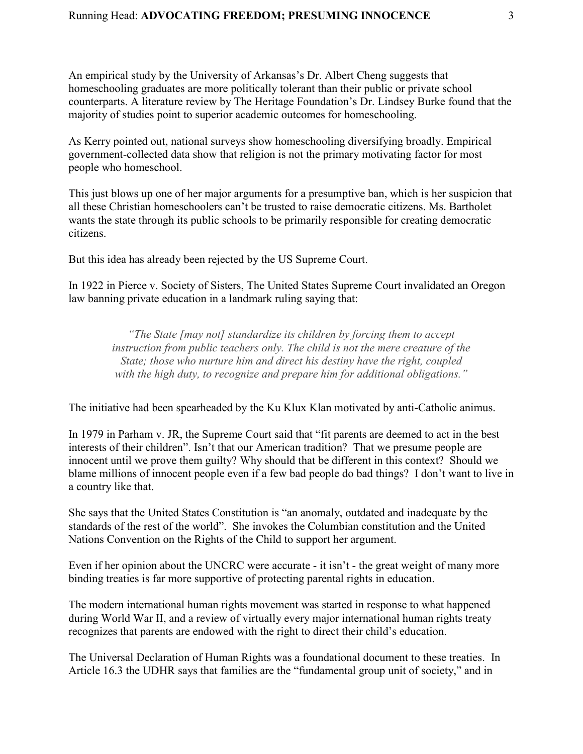An empirical study by the University of Arkansas's Dr. Albert Cheng suggests that homeschooling graduates are more politically tolerant than their public or private school counterparts. A literature review by The Heritage Foundation's Dr. Lindsey Burke found that the majority of studies point to superior academic outcomes for homeschooling.

As Kerry pointed out, national surveys show homeschooling diversifying broadly. Empirical government-collected data show that religion is not the primary motivating factor for most people who homeschool.

This just blows up one of her major arguments for a presumptive ban, which is her suspicion that all these Christian homeschoolers can't be trusted to raise democratic citizens. Ms. Bartholet wants the state through its public schools to be primarily responsible for creating democratic citizens.

But this idea has already been rejected by the US Supreme Court.

In 1922 in Pierce v. Society of Sisters, The United States Supreme Court invalidated an Oregon law banning private education in a landmark ruling saying that:

> *"The State [may not] standardize its children by forcing them to accept instruction from public teachers only. The child is not the mere creature of the State; those who nurture him and direct his destiny have the right, coupled with the high duty, to recognize and prepare him for additional obligations."*

The initiative had been spearheaded by the Ku Klux Klan motivated by anti-Catholic animus.

In 1979 in Parham v. JR, the Supreme Court said that "fit parents are deemed to act in the best interests of their children". Isn't that our American tradition? That we presume people are innocent until we prove them guilty? Why should that be different in this context? Should we blame millions of innocent people even if a few bad people do bad things? I don't want to live in a country like that.

She says that the United States Constitution is "an anomaly, outdated and inadequate by the standards of the rest of the world". She invokes the Columbian constitution and the United Nations Convention on the Rights of the Child to support her argument.

Even if her opinion about the UNCRC were accurate - it isn't - the great weight of many more binding treaties is far more supportive of protecting parental rights in education.

The modern international human rights movement was started in response to what happened during World War II, and a review of virtually every major international human rights treaty recognizes that parents are endowed with the right to direct their child's education.

The Universal Declaration of Human Rights was a foundational document to these treaties. In Article 16.3 the UDHR says that families are the "fundamental group unit of society," and in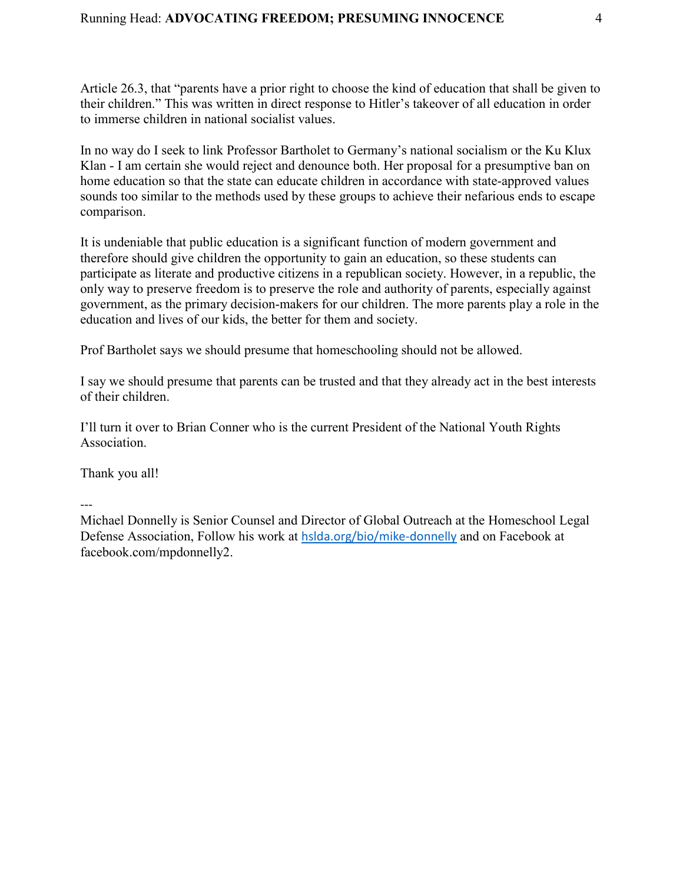Article 26.3, that "parents have a prior right to choose the kind of education that shall be given to their children." This was written in direct response to Hitler's takeover of all education in order to immerse children in national socialist values.

In no way do I seek to link Professor Bartholet to Germany's national socialism or the Ku Klux Klan - I am certain she would reject and denounce both. Her proposal for a presumptive ban on home education so that the state can educate children in accordance with state-approved values sounds too similar to the methods used by these groups to achieve their nefarious ends to escape comparison.

It is undeniable that public education is a significant function of modern government and therefore should give children the opportunity to gain an education, so these students can participate as literate and productive citizens in a republican society. However, in a republic, the only way to preserve freedom is to preserve the role and authority of parents, especially against government, as the primary decision-makers for our children. The more parents play a role in the education and lives of our kids, the better for them and society.

Prof Bartholet says we should presume that homeschooling should not be allowed.

I say we should presume that parents can be trusted and that they already act in the best interests of their children.

I'll turn it over to Brian Conner who is the current President of the National Youth Rights Association.

Thank you all!

---

Michael Donnelly is Senior Counsel and Director of Global Outreach at the Homeschool Legal Defense Association, Follow his work at [hslda.org/bio/mike-donnelly](hslda.org/bio/mike-donnelly) and on Facebook at facebook.com/mpdonnelly2.